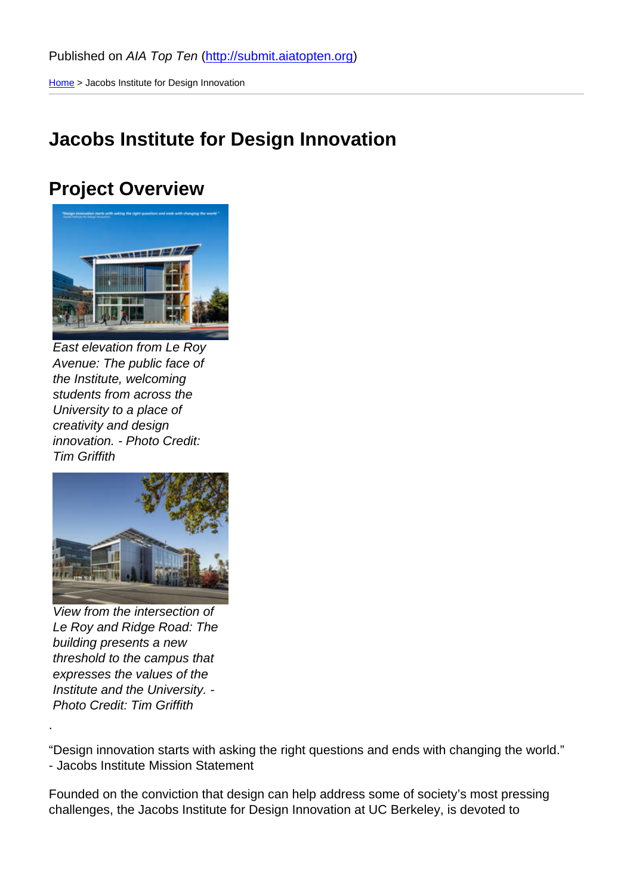Published on *AIA Top Ten* (http://submit.aiatopten.org)

Home > Jacobs Institute for Design Innovation

# Jacobs Institute for Design Innovation

## Project Overview

*East elevation from Le Roy Avenue: The public face of the Institute, welcoming students from across the University to a place of creativity and design innovation. - Photo Credit: Tim Griffith*

*View from the intersection of Le Roy and Ridge Road: The building presents a new threshold to the campus that expresses the values of the Institute and the University. - Photo Credit: Tim Griffith*

.

"Design innovation starts with asking the right questions and ends with changing the world."
- Jacobs Institute Mission Statement

Founded on the conviction that design can help address some of society's most pressing challenges, the Jacobs Institute for Design Innovation at UC Berkeley, is devoted to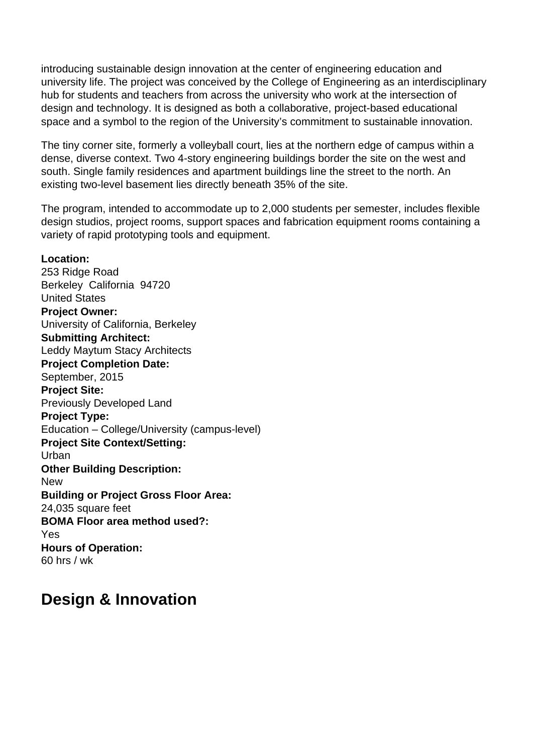introducing sustainable design innovation at the center of engineering education and university life. The project was conceived by the College of Engineering as an interdisciplinary hub for students and teachers from across the university who work at the intersection of design and technology. It is designed as both a collaborative, project-based educational space and a symbol to the region of the University's commitment to sustainable innovation.

The tiny corner site, formerly a volleyball court, lies at the northern edge of campus within a dense, diverse context. Two 4-story engineering buildings border the site on the west and south. Single family residences and apartment buildings line the street to the north. An existing two-level basement lies directly beneath 35% of the site.

The program, intended to accommodate up to 2,000 students per semester, includes flexible design studios, project rooms, support spaces and fabrication equipment rooms containing a variety of rapid prototyping tools and equipment.

**Location:**
253 Ridge Road
Berkeley  California  94720
United States
**Project Owner:**
University of California, Berkeley
**Submitting Architect:**
Leddy Maytum Stacy Architects
**Project Completion Date:**
September, 2015
**Project Site:**
Previously Developed Land
**Project Type:**
Education – College/University (campus-level)
**Project Site Context/Setting:**
Urban
**Other Building Description:**
New
**Building or Project Gross Floor Area:**
24,035 square feet
**BOMA Floor area method used?:**
Yes
**Hours of Operation:**
60 hrs / wk

## Design & Innovation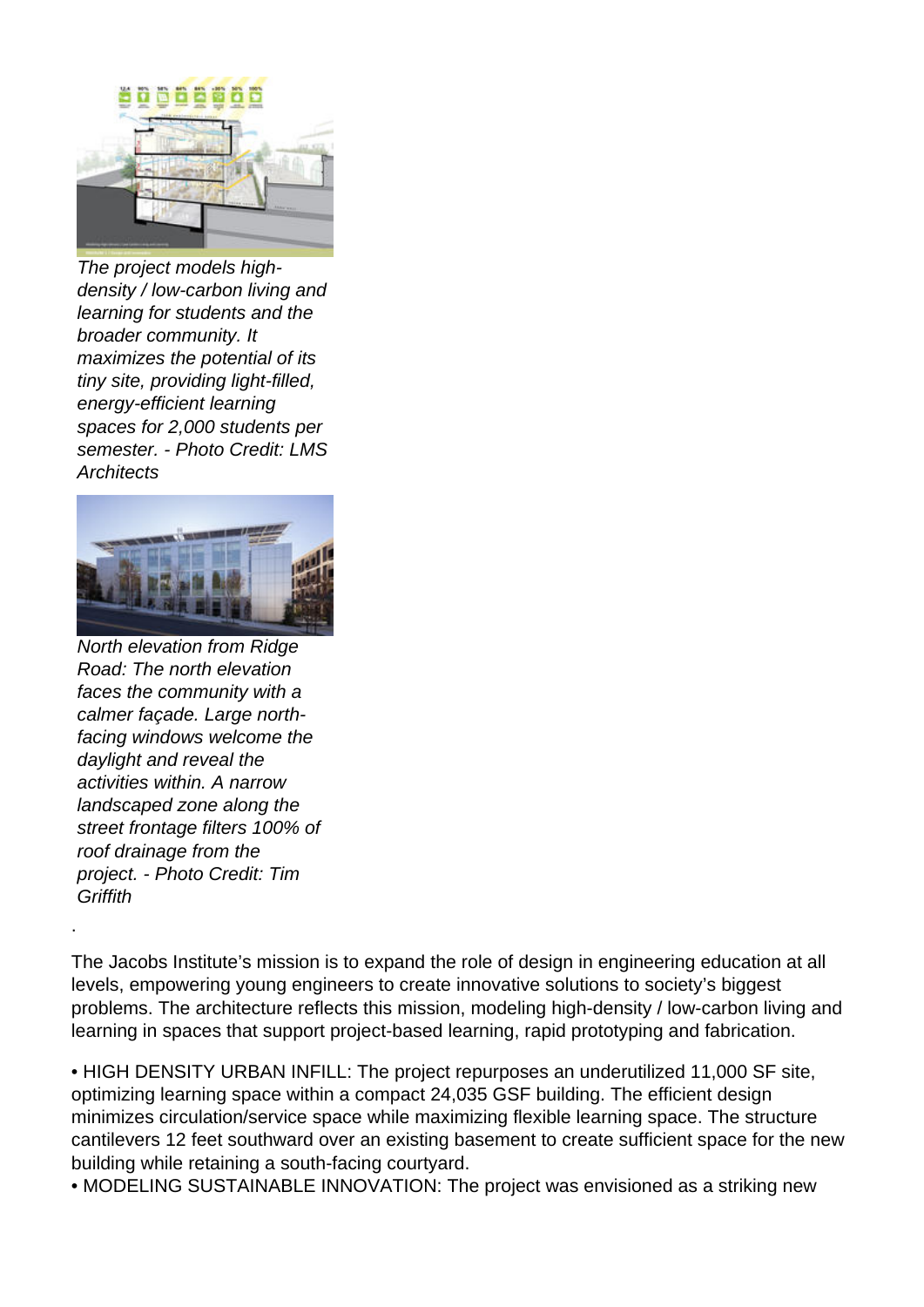*The project models high-density / low-carbon living and learning for students and the broader community. It maximizes the potential of its tiny site, providing light-filled, energy-efficient learning spaces for 2,000 students per semester. - Photo Credit: LMS Architects*

*North elevation from Ridge Road: The north elevation faces the community with a calmer façade. Large north-facing windows welcome the daylight and reveal the activities within. A narrow landscaped zone along the street frontage filters 100% of roof drainage from the project. - Photo Credit: Tim Griffith*

.

The Jacobs Institute's mission is to expand the role of design in engineering education at all levels, empowering young engineers to create innovative solutions to society's biggest problems. The architecture reflects this mission, modeling high-density / low-carbon living and learning in spaces that support project-based learning, rapid prototyping and fabrication.

- HIGH DENSITY URBAN INFILL: The project repurposes an underutilized 11,000 SF site, optimizing learning space within a compact 24,035 GSF building. The efficient design minimizes circulation/service space while maximizing flexible learning space. The structure cantilevers 12 feet southward over an existing basement to create sufficient space for the new building while retaining a south-facing courtyard.
- MODELING SUSTAINABLE INNOVATION: The project was envisioned as a striking new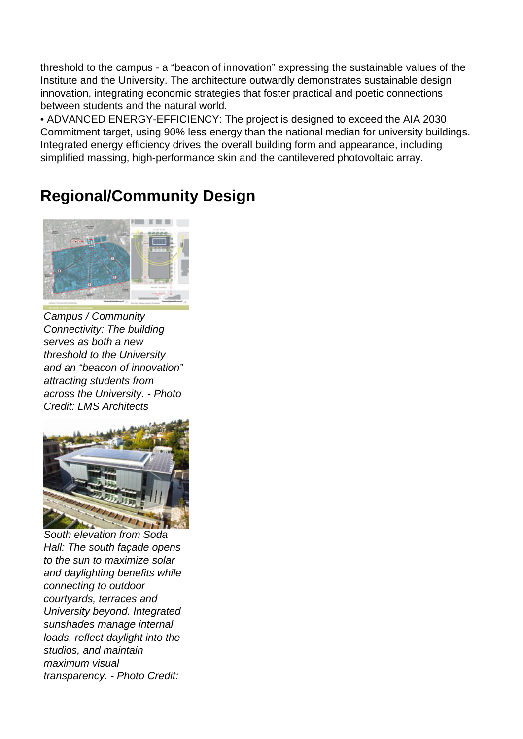threshold to the campus - a “beacon of innovation” expressing the sustainable values of the Institute and the University. The architecture outwardly demonstrates sustainable design innovation, integrating economic strategies that foster practical and poetic connections between students and the natural world.

• ADVANCED ENERGY-EFFICIENCY: The project is designed to exceed the AIA 2030 Commitment target, using 90% less energy than the national median for university buildings. Integrated energy efficiency drives the overall building form and appearance, including simplified massing, high-performance skin and the cantilevered photovoltaic array.

## Regional/Community Design

*Campus / Community Connectivity: The building serves as both a new threshold to the University and an “beacon of innovation” attracting students from across the University. - Photo Credit: LMS Architects*

*South elevation from Soda Hall: The south façade opens to the sun to maximize solar and daylighting benefits while connecting to outdoor courtyards, terraces and University beyond. Integrated sunshades manage internal loads, reflect daylight into the studios, and maintain maximum visual transparency. - Photo Credit:*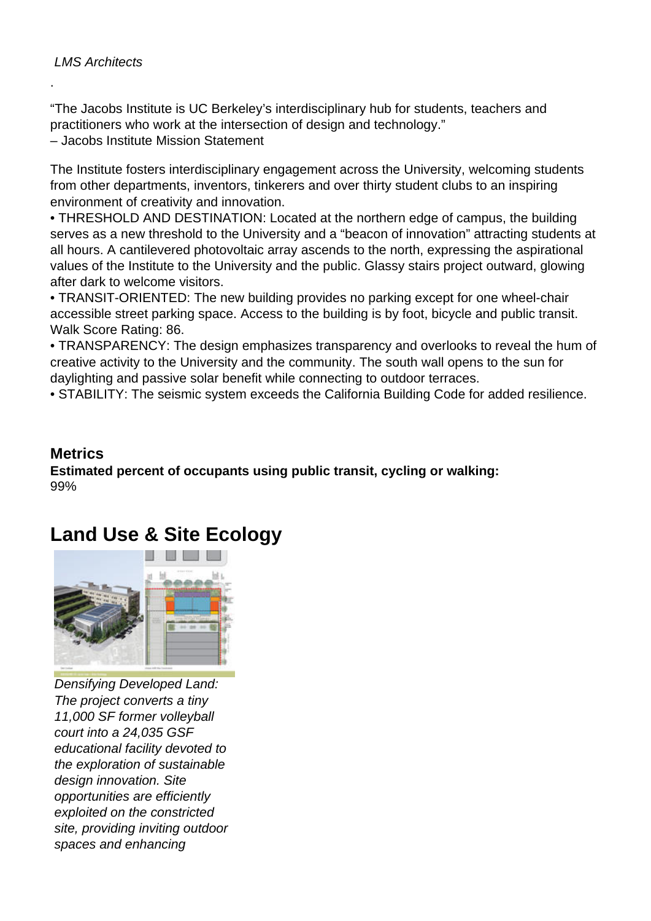*LMS Architects*

.

"The Jacobs Institute is UC Berkeley's interdisciplinary hub for students, teachers and practitioners who work at the intersection of design and technology."
– Jacobs Institute Mission Statement

The Institute fosters interdisciplinary engagement across the University, welcoming students from other departments, inventors, tinkerers and over thirty student clubs to an inspiring environment of creativity and innovation.

• THRESHOLD AND DESTINATION: Located at the northern edge of campus, the building serves as a new threshold to the University and a "beacon of innovation" attracting students at all hours. A cantilevered photovoltaic array ascends to the north, expressing the aspirational values of the Institute to the University and the public. Glassy stairs project outward, glowing after dark to welcome visitors.

• TRANSIT-ORIENTED: The new building provides no parking except for one wheel-chair accessible street parking space. Access to the building is by foot, bicycle and public transit. Walk Score Rating: 86.

• TRANSPARENCY: The design emphasizes transparency and overlooks to reveal the hum of creative activity to the University and the community. The south wall opens to the sun for daylighting and passive solar benefit while connecting to outdoor terraces.

• STABILITY: The seismic system exceeds the California Building Code for added resilience.

### Metrics

**Estimated percent of occupants using public transit, cycling or walking:**
99%

## Land Use & Site Ecology

*Densifying Developed Land: The project converts a tiny 11,000 SF former volleyball court into a 24,035 GSF educational facility devoted to the exploration of sustainable design innovation. Site opportunities are efficiently exploited on the constricted site, providing inviting outdoor spaces and enhancing*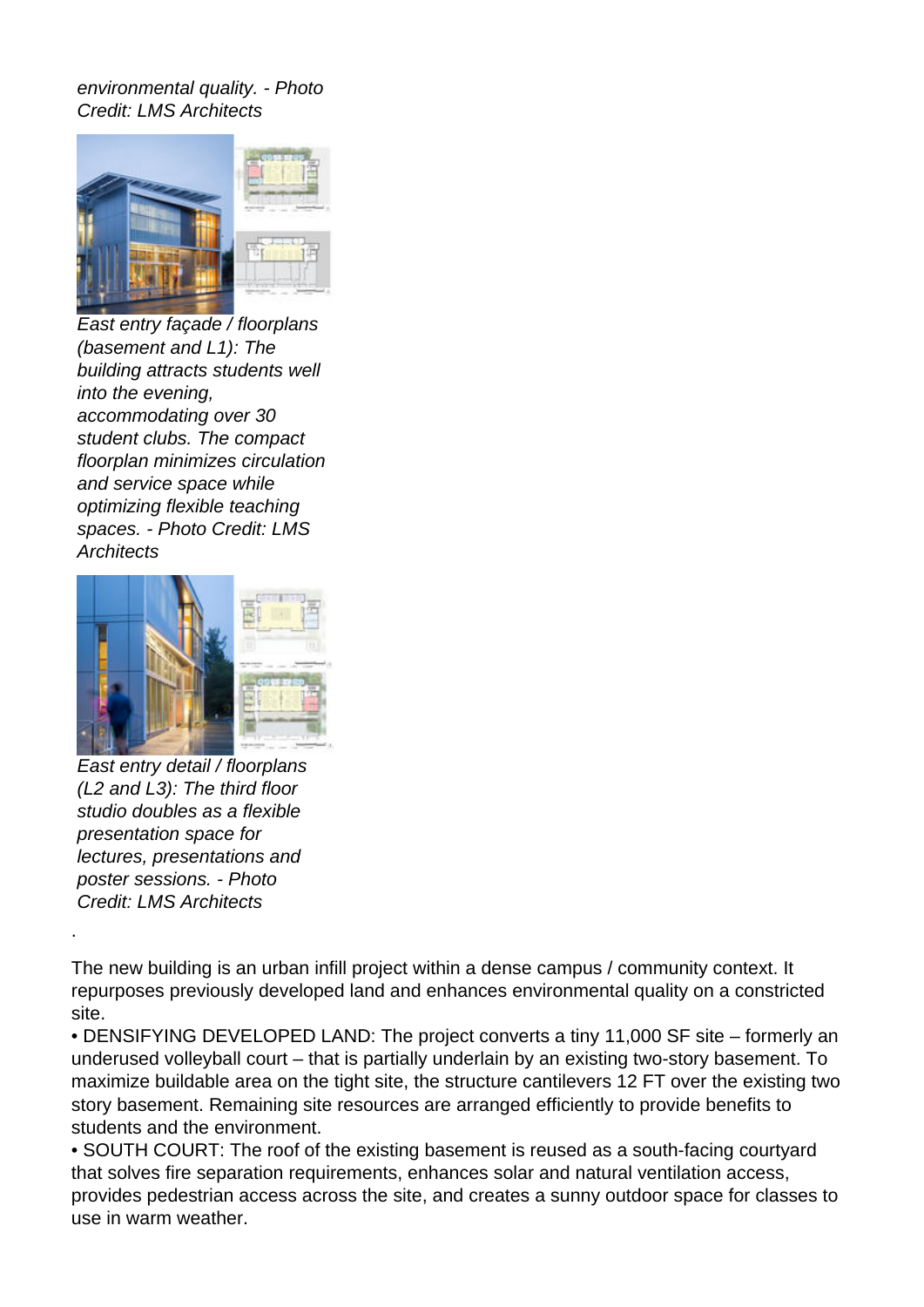*environmental quality. - Photo Credit: LMS Architects*

*East entry façade / floorplans (basement and L1): The building attracts students well into the evening, accommodating over 30 student clubs. The compact floorplan minimizes circulation and service space while optimizing flexible teaching spaces. - Photo Credit: LMS Architects*

*East entry detail / floorplans (L2 and L3): The third floor studio doubles as a flexible presentation space for lectures, presentations and poster sessions. - Photo Credit: LMS Architects*

.

The new building is an urban infill project within a dense campus / community context. It repurposes previously developed land and enhances environmental quality on a constricted site.

- DENSIFYING DEVELOPED LAND: The project converts a tiny 11,000 SF site – formerly an underused volleyball court – that is partially underlain by an existing two-story basement. To maximize buildable area on the tight site, the structure cantilevers 12 FT over the existing two story basement. Remaining site resources are arranged efficiently to provide benefits to students and the environment.
- SOUTH COURT: The roof of the existing basement is reused as a south-facing courtyard that solves fire separation requirements, enhances solar and natural ventilation access, provides pedestrian access across the site, and creates a sunny outdoor space for classes to use in warm weather.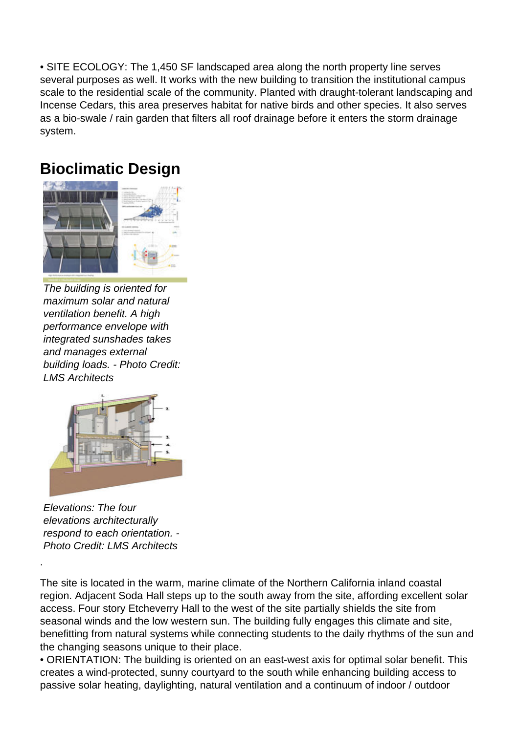• SITE ECOLOGY: The 1,450 SF landscaped area along the north property line serves several purposes as well. It works with the new building to transition the institutional campus scale to the residential scale of the community. Planted with draught-tolerant landscaping and Incense Cedars, this area preserves habitat for native birds and other species. It also serves as a bio-swale / rain garden that filters all roof drainage before it enters the storm drainage system.

## Bioclimatic Design

*The building is oriented for maximum solar and natural ventilation benefit. A high performance envelope with integrated sunshades takes and manages external building loads. - Photo Credit: LMS Architects*

*Elevations: The four elevations architecturally respond to each orientation. - Photo Credit: LMS Architects*

.

The site is located in the warm, marine climate of the Northern California inland coastal region. Adjacent Soda Hall steps up to the south away from the site, affording excellent solar access. Four story Etcheverry Hall to the west of the site partially shields the site from seasonal winds and the low western sun. The building fully engages this climate and site, benefitting from natural systems while connecting students to the daily rhythms of the sun and the changing seasons unique to their place.

• ORIENTATION: The building is oriented on an east-west axis for optimal solar benefit. This creates a wind-protected, sunny courtyard to the south while enhancing building access to passive solar heating, daylighting, natural ventilation and a continuum of indoor / outdoor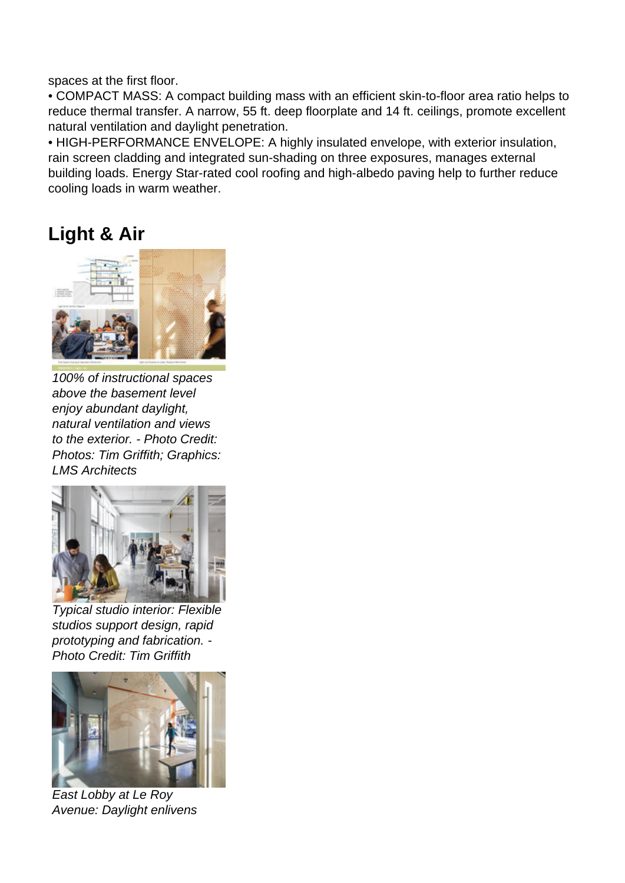spaces at the first floor.

• COMPACT MASS: A compact building mass with an efficient skin-to-floor area ratio helps to reduce thermal transfer. A narrow, 55 ft. deep floorplate and 14 ft. ceilings, promote excellent natural ventilation and daylight penetration.

• HIGH-PERFORMANCE ENVELOPE: A highly insulated envelope, with exterior insulation, rain screen cladding and integrated sun-shading on three exposures, manages external building loads. Energy Star-rated cool roofing and high-albedo paving help to further reduce cooling loads in warm weather.

## Light & Air

*100% of instructional spaces above the basement level enjoy abundant daylight, natural ventilation and views to the exterior. - Photo Credit: Photos: Tim Griffith; Graphics: LMS Architects*

*Typical studio interior: Flexible studios support design, rapid prototyping and fabrication. - Photo Credit: Tim Griffith*

*East Lobby at Le Roy Avenue: Daylight enlivens*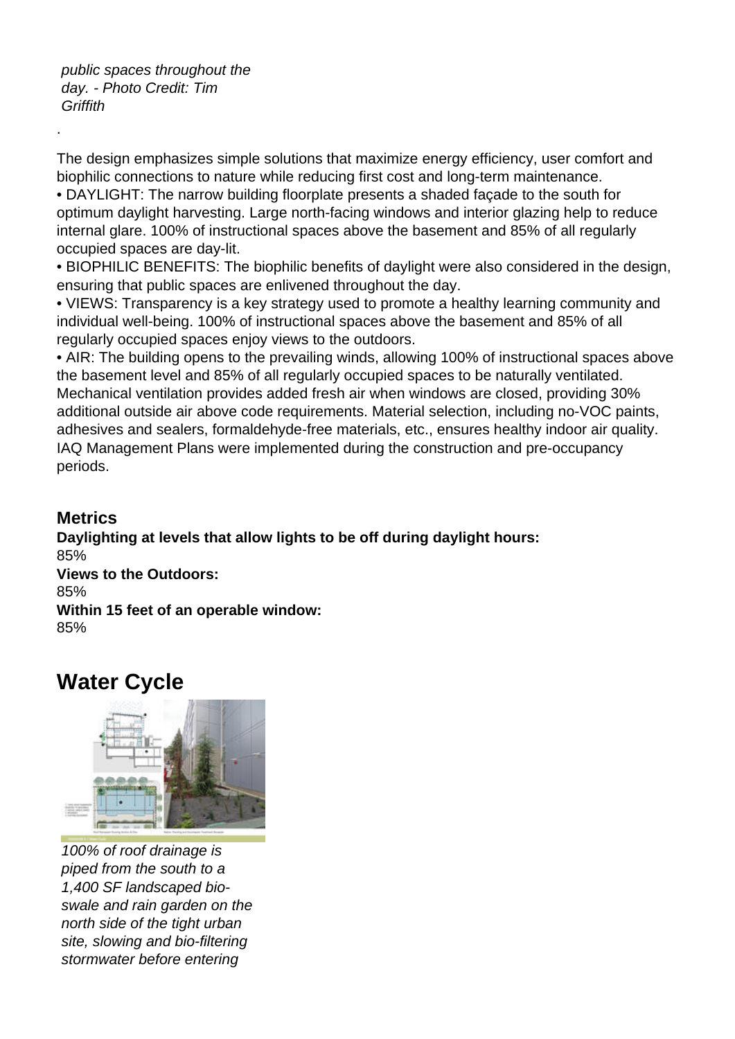*public spaces throughout the day. - Photo Credit: Tim Griffith*

.

The design emphasizes simple solutions that maximize energy efficiency, user comfort and biophilic connections to nature while reducing first cost and long-term maintenance.

- DAYLIGHT: The narrow building floorplate presents a shaded façade to the south for optimum daylight harvesting. Large north-facing windows and interior glazing help to reduce internal glare. 100% of instructional spaces above the basement and 85% of all regularly occupied spaces are day-lit.
- BIOPHILIC BENEFITS: The biophilic benefits of daylight were also considered in the design, ensuring that public spaces are enlivened throughout the day.
- VIEWS: Transparency is a key strategy used to promote a healthy learning community and individual well-being. 100% of instructional spaces above the basement and 85% of all regularly occupied spaces enjoy views to the outdoors.
- AIR: The building opens to the prevailing winds, allowing 100% of instructional spaces above the basement level and 85% of all regularly occupied spaces to be naturally ventilated. Mechanical ventilation provides added fresh air when windows are closed, providing 30% additional outside air above code requirements. Material selection, including no-VOC paints, adhesives and sealers, formaldehyde-free materials, etc., ensures healthy indoor air quality. IAQ Management Plans were implemented during the construction and pre-occupancy periods.

### Metrics

**Daylighting at levels that allow lights to be off during daylight hours:**
85%

**Views to the Outdoors:**
85%

**Within 15 feet of an operable window:**
85%

## Water Cycle

*100% of roof drainage is piped from the south to a 1,400 SF landscaped bio-swale and rain garden on the north side of the tight urban site, slowing and bio-filtering stormwater before entering*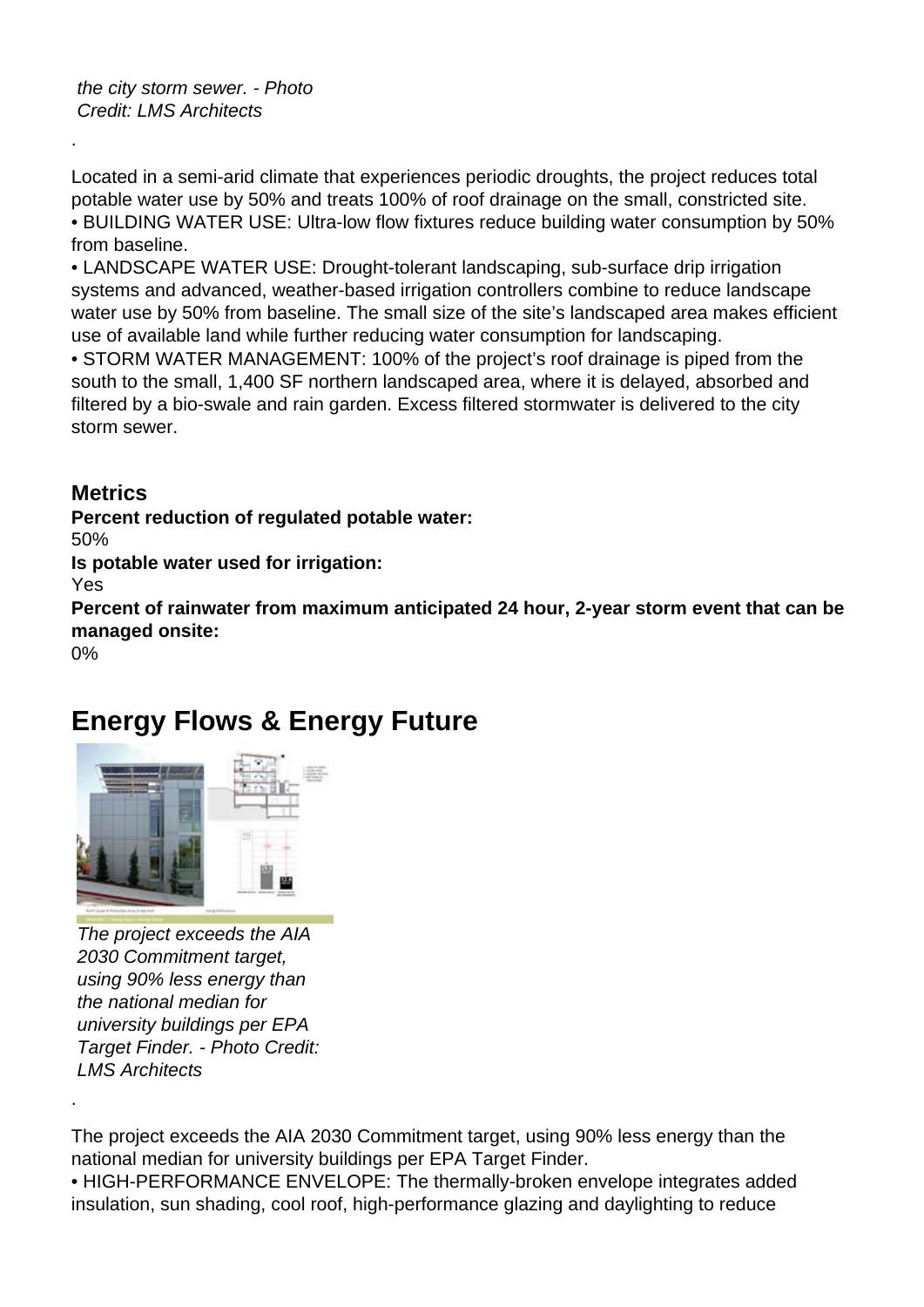*the city storm sewer. - Photo Credit: LMS Architects*

.

Located in a semi-arid climate that experiences periodic droughts, the project reduces total potable water use by 50% and treats 100% of roof drainage on the small, constricted site.
• BUILDING WATER USE: Ultra-low flow fixtures reduce building water consumption by 50% from baseline.
• LANDSCAPE WATER USE: Drought-tolerant landscaping, sub-surface drip irrigation systems and advanced, weather-based irrigation controllers combine to reduce landscape water use by 50% from baseline. The small size of the site's landscaped area makes efficient use of available land while further reducing water consumption for landscaping.
• STORM WATER MANAGEMENT: 100% of the project's roof drainage is piped from the south to the small, 1,400 SF northern landscaped area, where it is delayed, absorbed and filtered by a bio-swale and rain garden. Excess filtered stormwater is delivered to the city storm sewer.

### Metrics

**Percent reduction of regulated potable water:**
50%
**Is potable water used for irrigation:**
Yes
**Percent of rainwater from maximum anticipated 24 hour, 2-year storm event that can be managed onsite:**
0%

## Energy Flows & Energy Future

*The project exceeds the AIA 2030 Commitment target, using 90% less energy than the national median for university buildings per EPA Target Finder. - Photo Credit: LMS Architects*

.

The project exceeds the AIA 2030 Commitment target, using 90% less energy than the national median for university buildings per EPA Target Finder.
• HIGH-PERFORMANCE ENVELOPE: The thermally-broken envelope integrates added insulation, sun shading, cool roof, high-performance glazing and daylighting to reduce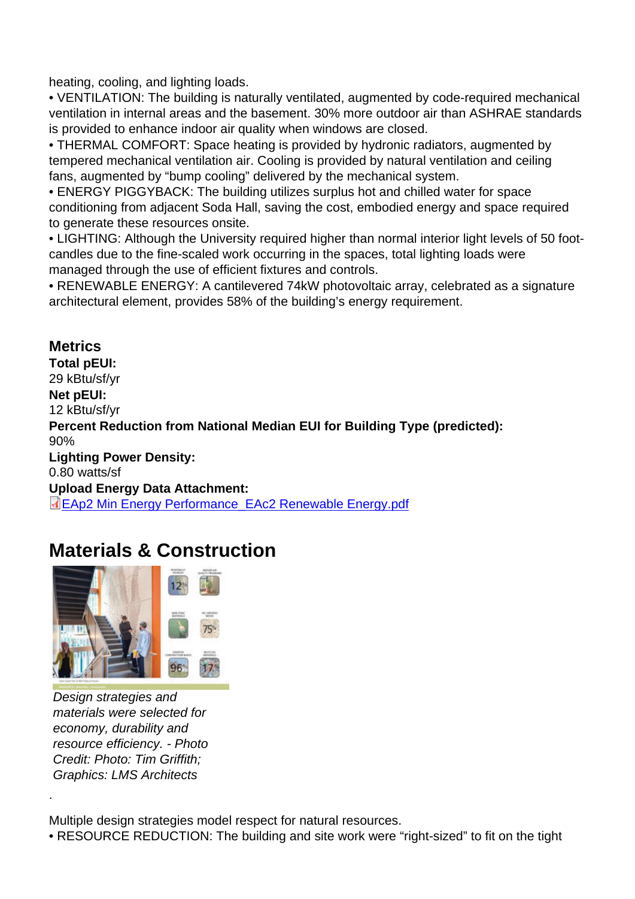heating, cooling, and lighting loads.

• VENTILATION: The building is naturally ventilated, augmented by code-required mechanical ventilation in internal areas and the basement. 30% more outdoor air than ASHRAE standards is provided to enhance indoor air quality when windows are closed.

• THERMAL COMFORT: Space heating is provided by hydronic radiators, augmented by tempered mechanical ventilation air. Cooling is provided by natural ventilation and ceiling fans, augmented by "bump cooling" delivered by the mechanical system.

• ENERGY PIGGYBACK: The building utilizes surplus hot and chilled water for space conditioning from adjacent Soda Hall, saving the cost, embodied energy and space required to generate these resources onsite.

• LIGHTING: Although the University required higher than normal interior light levels of 50 foot-candles due to the fine-scaled work occurring in the spaces, total lighting loads were managed through the use of efficient fixtures and controls.

• RENEWABLE ENERGY: A cantilevered 74kW photovoltaic array, celebrated as a signature architectural element, provides 58% of the building's energy requirement.

### Metrics

**Total pEUI:**
29 kBtu/sf/yr

**Net pEUI:**
12 kBtu/sf/yr

**Percent Reduction from National Median EUI for Building Type (predicted):**
90%

**Lighting Power Density:**
0.80 watts/sf

**Upload Energy Data Attachment:**
EAp2 Min Energy Performance_EAc2 Renewable Energy.pdf

## Materials & Construction

*Design strategies and materials were selected for economy, durability and resource efficiency. - Photo Credit: Photo: Tim Griffith; Graphics: LMS Architects*

.

Multiple design strategies model respect for natural resources.

• RESOURCE REDUCTION: The building and site work were "right-sized" to fit on the tight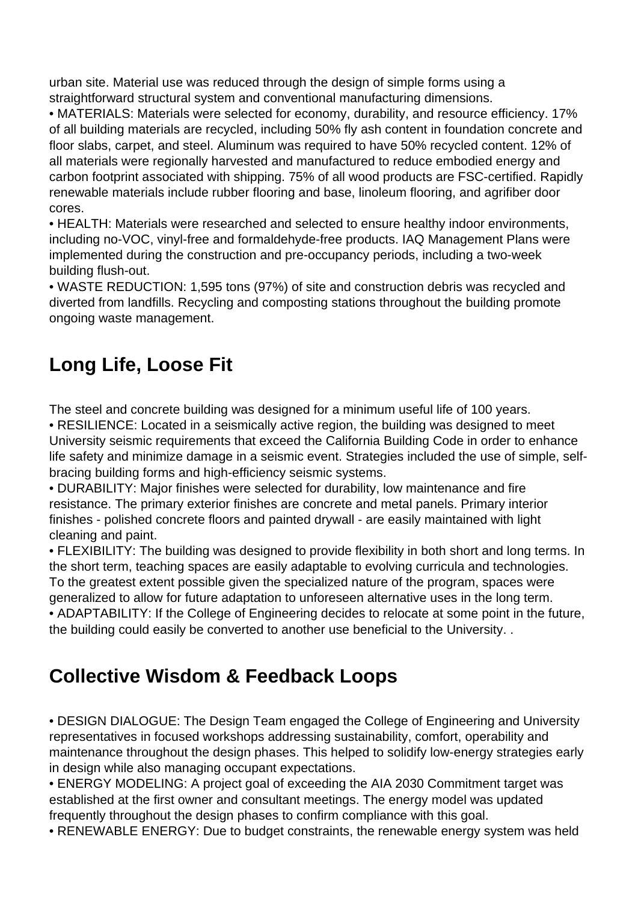urban site. Material use was reduced through the design of simple forms using a straightforward structural system and conventional manufacturing dimensions.

• MATERIALS: Materials were selected for economy, durability, and resource efficiency. 17% of all building materials are recycled, including 50% fly ash content in foundation concrete and floor slabs, carpet, and steel. Aluminum was required to have 50% recycled content. 12% of all materials were regionally harvested and manufactured to reduce embodied energy and carbon footprint associated with shipping. 75% of all wood products are FSC-certified. Rapidly renewable materials include rubber flooring and base, linoleum flooring, and agrifiber door cores.

• HEALTH: Materials were researched and selected to ensure healthy indoor environments, including no-VOC, vinyl-free and formaldehyde-free products. IAQ Management Plans were implemented during the construction and pre-occupancy periods, including a two-week building flush-out.

• WASTE REDUCTION: 1,595 tons (97%) of site and construction debris was recycled and diverted from landfills. Recycling and composting stations throughout the building promote ongoing waste management.

## Long Life, Loose Fit

The steel and concrete building was designed for a minimum useful life of 100 years.

• RESILIENCE: Located in a seismically active region, the building was designed to meet University seismic requirements that exceed the California Building Code in order to enhance life safety and minimize damage in a seismic event. Strategies included the use of simple, self-bracing building forms and high-efficiency seismic systems.

• DURABILITY: Major finishes were selected for durability, low maintenance and fire resistance. The primary exterior finishes are concrete and metal panels. Primary interior finishes - polished concrete floors and painted drywall - are easily maintained with light cleaning and paint.

• FLEXIBILITY: The building was designed to provide flexibility in both short and long terms. In the short term, teaching spaces are easily adaptable to evolving curricula and technologies. To the greatest extent possible given the specialized nature of the program, spaces were generalized to allow for future adaptation to unforeseen alternative uses in the long term.

• ADAPTABILITY: If the College of Engineering decides to relocate at some point in the future, the building could easily be converted to another use beneficial to the University. .

## Collective Wisdom & Feedback Loops

• DESIGN DIALOGUE: The Design Team engaged the College of Engineering and University representatives in focused workshops addressing sustainability, comfort, operability and maintenance throughout the design phases. This helped to solidify low-energy strategies early in design while also managing occupant expectations.

• ENERGY MODELING: A project goal of exceeding the AIA 2030 Commitment target was established at the first owner and consultant meetings. The energy model was updated frequently throughout the design phases to confirm compliance with this goal.

• RENEWABLE ENERGY: Due to budget constraints, the renewable energy system was held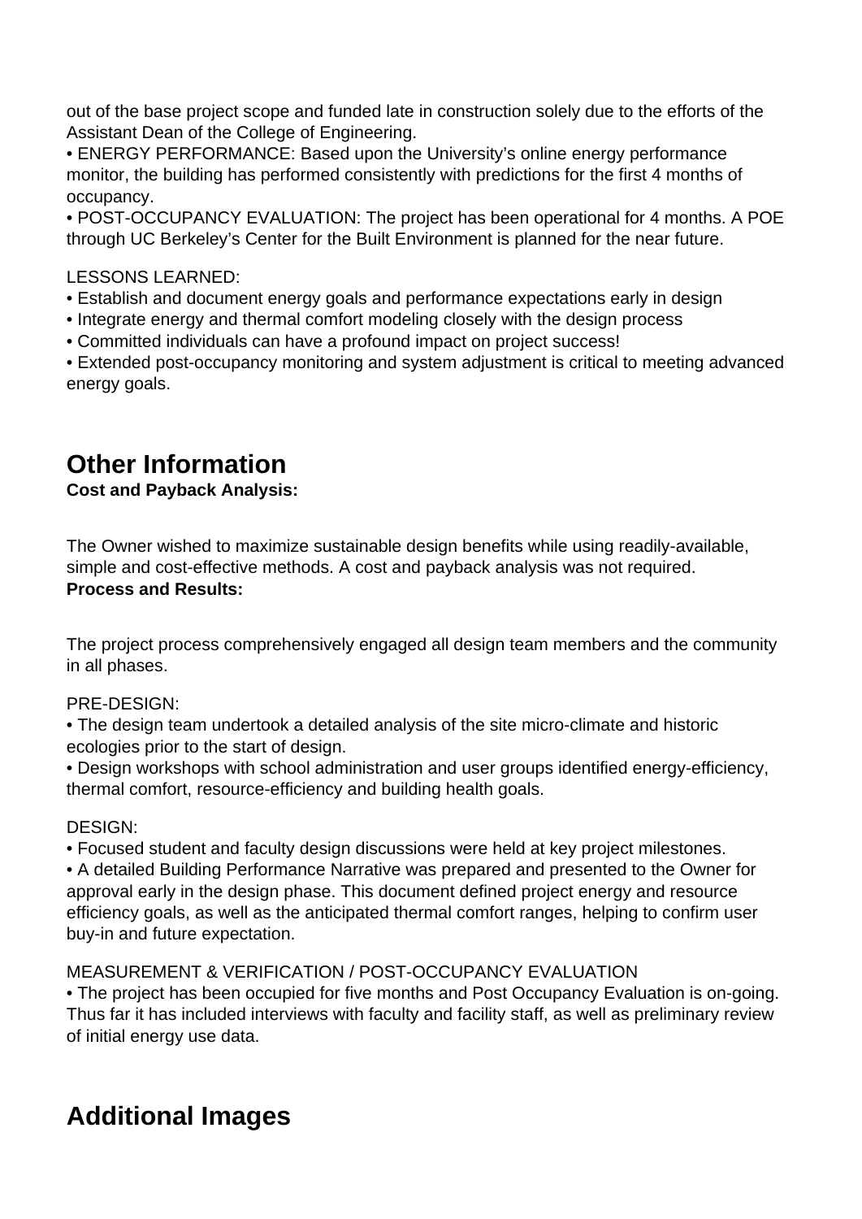out of the base project scope and funded late in construction solely due to the efforts of the Assistant Dean of the College of Engineering.
• ENERGY PERFORMANCE: Based upon the University's online energy performance monitor, the building has performed consistently with predictions for the first 4 months of occupancy.
• POST-OCCUPANCY EVALUATION: The project has been operational for 4 months. A POE through UC Berkeley's Center for the Built Environment is planned for the near future.

LESSONS LEARNED:
• Establish and document energy goals and performance expectations early in design
• Integrate energy and thermal comfort modeling closely with the design process
• Committed individuals can have a profound impact on project success!
• Extended post-occupancy monitoring and system adjustment is critical to meeting advanced energy goals.

## Other Information

**Cost and Payback Analysis:**

The Owner wished to maximize sustainable design benefits while using readily-available, simple and cost-effective methods. A cost and payback analysis was not required.

**Process and Results:**

The project process comprehensively engaged all design team members and the community in all phases.

PRE-DESIGN:
• The design team undertook a detailed analysis of the site micro-climate and historic ecologies prior to the start of design.
• Design workshops with school administration and user groups identified energy-efficiency, thermal comfort, resource-efficiency and building health goals.

DESIGN:
• Focused student and faculty design discussions were held at key project milestones.
• A detailed Building Performance Narrative was prepared and presented to the Owner for approval early in the design phase. This document defined project energy and resource efficiency goals, as well as the anticipated thermal comfort ranges, helping to confirm user buy-in and future expectation.

MEASUREMENT & VERIFICATION / POST-OCCUPANCY EVALUATION
• The project has been occupied for five months and Post Occupancy Evaluation is on-going. Thus far it has included interviews with faculty and facility staff, as well as preliminary review of initial energy use data.

## Additional Images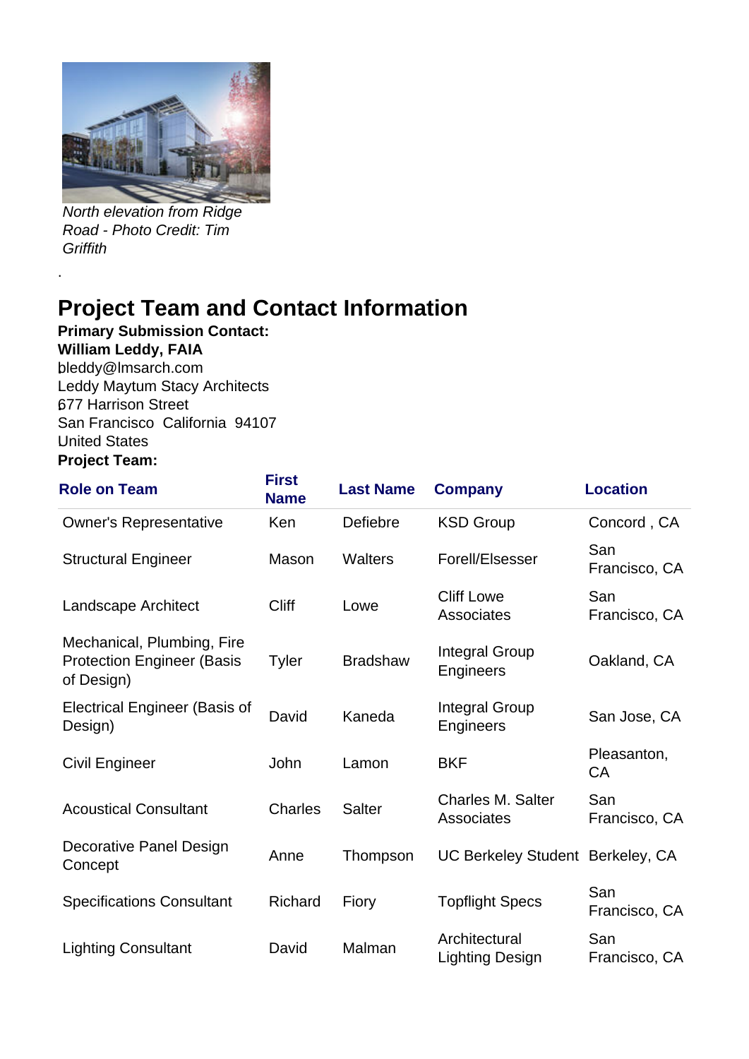*North elevation from Ridge Road - Photo Credit: Tim Griffith*

.

## Project Team and Contact Information

**Primary Submission Contact:**
**William Leddy, FAIA**
bleddy@lmsarch.com
Leddy Maytum Stacy Architects
677 Harrison Street
San Francisco California 94107
United States

**Project Team:**

| Role on Team | First Name | Last Name | Company | Location |
|---|---|---|---|---|
| Owner's Representative | Ken | Defiebre | KSD Group | Concord , CA |
| Structural Engineer | Mason | Walters | Forell/Elsesser | San Francisco, CA |
| Landscape Architect | Cliff | Lowe | Cliff Lowe Associates | San Francisco, CA |
| Mechanical, Plumbing, Fire Protection Engineer (Basis of Design) | Tyler | Bradshaw | Integral Group Engineers | Oakland, CA |
| Electrical Engineer (Basis of Design) | David | Kaneda | Integral Group Engineers | San Jose, CA |
| Civil Engineer | John | Lamon | BKF | Pleasanton, CA |
| Acoustical Consultant | Charles | Salter | Charles M. Salter Associates | San Francisco, CA |
| Decorative Panel Design Concept | Anne | Thompson | UC Berkeley Student | Berkeley, CA |
| Specifications Consultant | Richard | Fiory | Topflight Specs | San Francisco, CA |
| Lighting Consultant | David | Malman | Architectural Lighting Design | San Francisco, CA |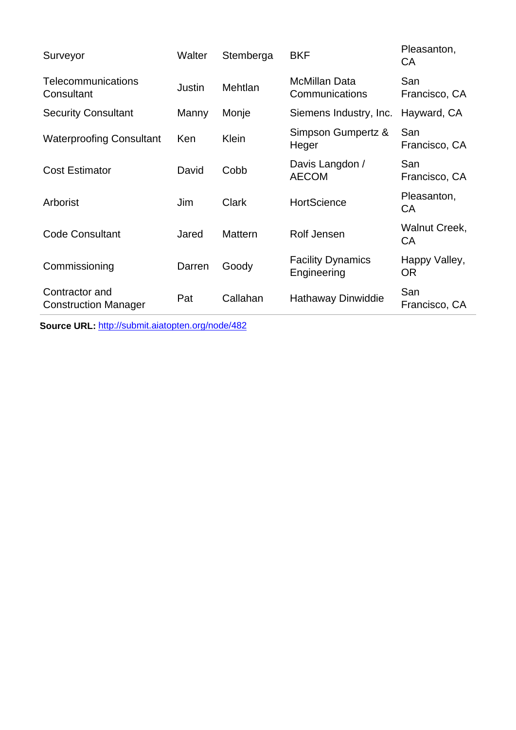| | | | | |
|---|---|---|---|---|
| Surveyor | Walter | Stemberga | BKF | Pleasanton, CA |
| Telecommunications Consultant | Justin | Mehtlan | McMillan Data Communications | San Francisco, CA |
| Security Consultant | Manny | Monje | Siemens Industry, Inc. | Hayward, CA |
| Waterproofing Consultant | Ken | Klein | Simpson Gumpertz & Heger | San Francisco, CA |
| Cost Estimator | David | Cobb | Davis Langdon / AECOM | San Francisco, CA |
| Arborist | Jim | Clark | HortScience | Pleasanton, CA |
| Code Consultant | Jared | Mattern | Rolf Jensen | Walnut Creek, CA |
| Commissioning | Darren | Goody | Facility Dynamics Engineering | Happy Valley, OR |
| Contractor and Construction Manager | Pat | Callahan | Hathaway Dinwiddie | San Francisco, CA |

**Source URL:** http://submit.aiatopten.org/node/482